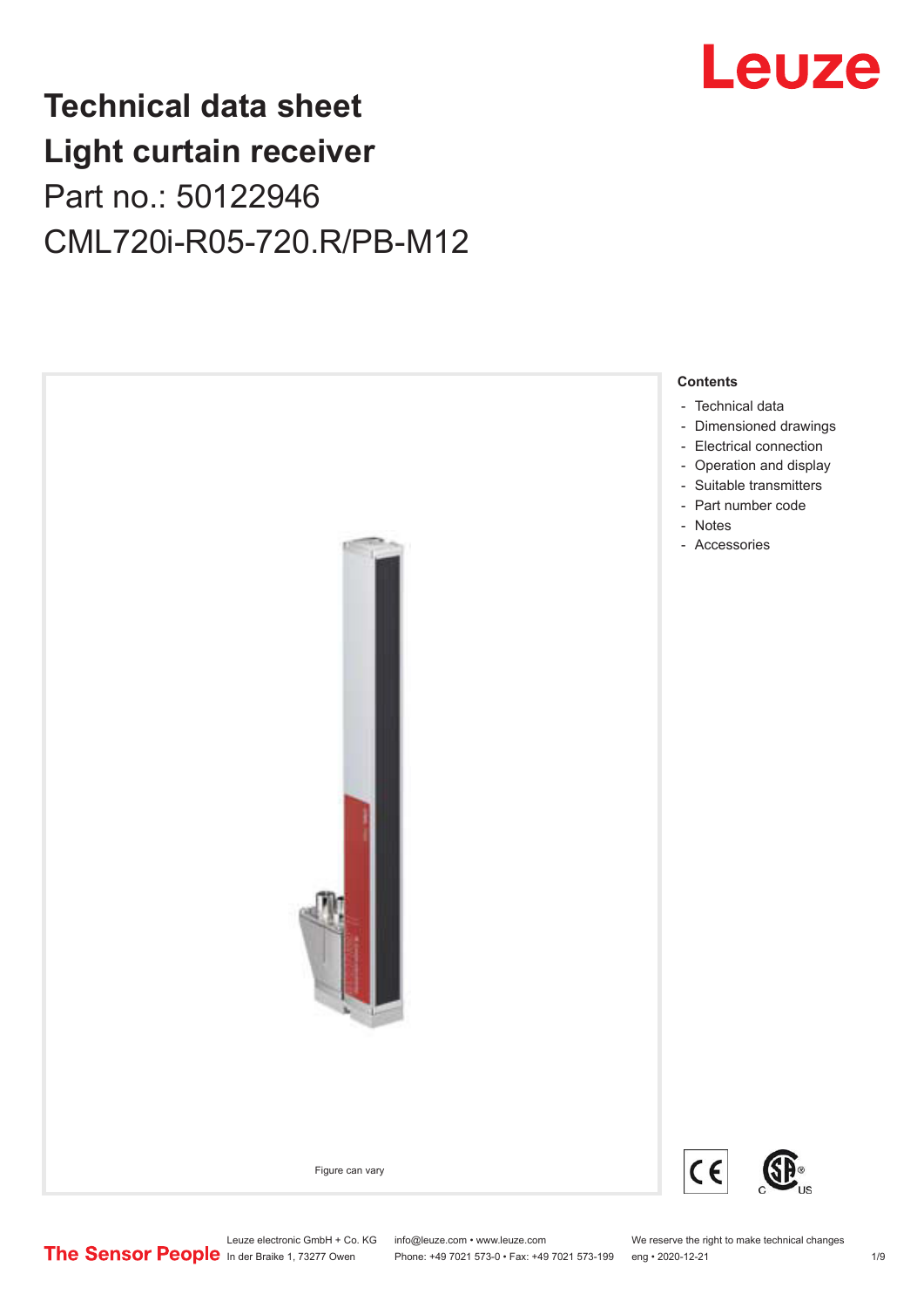# Technical data sheet
# Light curtain receiver

Part no.: 50122946

CML720i-R05-720.R/PB-M12

Figure can vary

**Contents**

- Technical data
- Dimensioned drawings
- Electrical connection
- Operation and display
- Suitable transmitters
- Part number code
- Notes
- Accessories

Leuze electronic GmbH + Co. KG
In der Braike 1, 73277 Owen

info@leuze.com • www.leuze.com
Phone: +49 7021 573-0 • Fax: +49 7021 573-199

We reserve the right to make technical changes
eng • 2020-12-21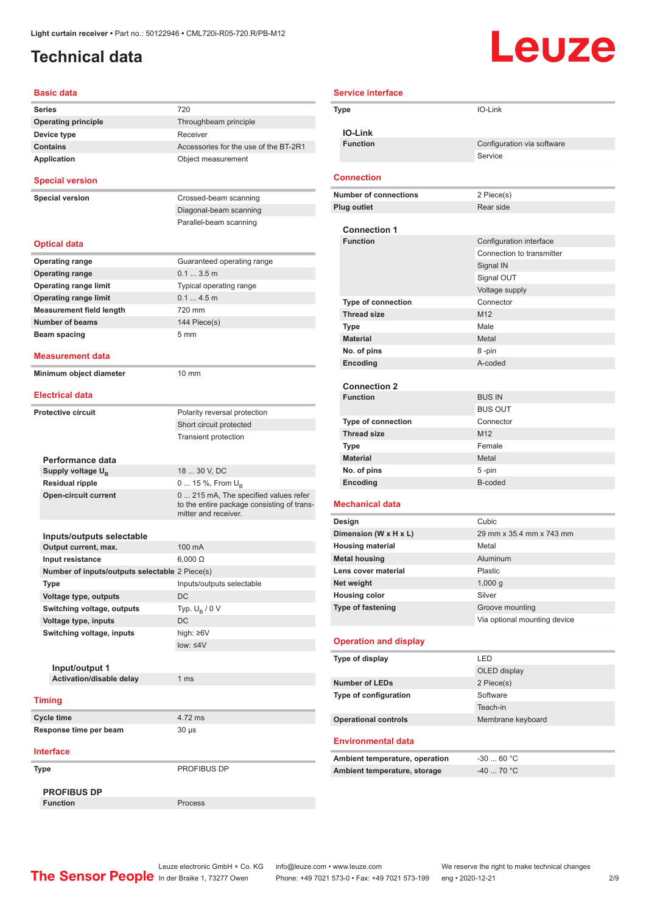Light curtain receiver • Part no.: 50122946 • CML720i-R05-720.R/PB-M12

# Technical data

## Basic data

| | |
|---|---|
| Series | 720 |
| Operating principle | Throughbeam principle |
| Device type | Receiver |
| Contains | Accessories for the use of the BT-2R1 |
| Application | Object measurement |

## Special version

| | |
|---|---|
| Special version | Crossed-beam scanning |
| | Diagonal-beam scanning |
| | Parallel-beam scanning |

## Optical data

| | |
|---|---|
| Operating range | Guaranteed operating range |
| Operating range | 0.1 ... 3.5 m |
| Operating range limit | Typical operating range |
| Operating range limit | 0.1 ... 4.5 m |
| Measurement field length | 720 mm |
| Number of beams | 144 Piece(s) |
| Beam spacing | 5 mm |

## Measurement data

| | |
|---|---|
| Minimum object diameter | 10 mm |

## Electrical data

| | |
|---|---|
| Protective circuit | Polarity reversal protection |
| | Short circuit protected |
| | Transient protection |

### Performance data

| | |
|---|---|
| Supply voltage $U_B$ | 18 ... 30 V, DC |
| Residual ripple | 0 ... 15 %, From $U_B$ |
| Open-circuit current | 0 ... 215 mA, The specified values refer to the entire package consisting of transmitter and receiver. |

### Inputs/outputs selectable

| | |
|---|---|
| Output current, max. | 100 mA |
| Input resistance | 6,000 Ω |
| Number of inputs/outputs selectable | 2 Piece(s) |
| Type | Inputs/outputs selectable |
| Voltage type, outputs | DC |
| Switching voltage, outputs | Typ. $U_B$ / 0 V |
| Voltage type, inputs | DC |
| Switching voltage, inputs | high: ≥6V |
| | low: ≤4V |

#### Input/output 1

| | |
|---|---|
| Activation/disable delay | 1 ms |

## Timing

| | |
|---|---|
| Cycle time | 4.72 ms |
| Response time per beam | 30 µs |

## Interface

| | |
|---|---|
| Type | PROFIBUS DP |

### PROFIBUS DP

| | |
|---|---|
| Function | Process |

## Service interface

| | |
|---|---|
| Type | IO-Link |

### IO-Link

| | |
|---|---|
| Function | Configuration via software |
| | Service |

## Connection

| | |
|---|---|
| Number of connections | 2 Piece(s) |
| Plug outlet | Rear side |

### Connection 1

| | |
|---|---|
| Function | Configuration interface |
| | Connection to transmitter |
| | Signal IN |
| | Signal OUT |
| | Voltage supply |
| Type of connection | Connector |
| Thread size | M12 |
| Type | Male |
| Material | Metal |
| No. of pins | 8 -pin |
| Encoding | A-coded |

### Connection 2

| | |
|---|---|
| Function | BUS IN |
| | BUS OUT |
| Type of connection | Connector |
| Thread size | M12 |
| Type | Female |
| Material | Metal |
| No. of pins | 5 -pin |
| Encoding | B-coded |

## Mechanical data

| | |
|---|---|
| Design | Cubic |
| Dimension (W x H x L) | 29 mm x 35.4 mm x 743 mm |
| Housing material | Metal |
| Metal housing | Aluminum |
| Lens cover material | Plastic |
| Net weight | 1,000 g |
| Housing color | Silver |
| Type of fastening | Groove mounting |
| | Via optional mounting device |

## Operation and display

| | |
|---|---|
| Type of display | LED |
| | OLED display |
| Number of LEDs | 2 Piece(s) |
| Type of configuration | Software |
| | Teach-in |
| Operational controls | Membrane keyboard |

## Environmental data

| | |
|---|---|
| Ambient temperature, operation | -30 ... 60 °C |
| Ambient temperature, storage | -40 ... 70 °C |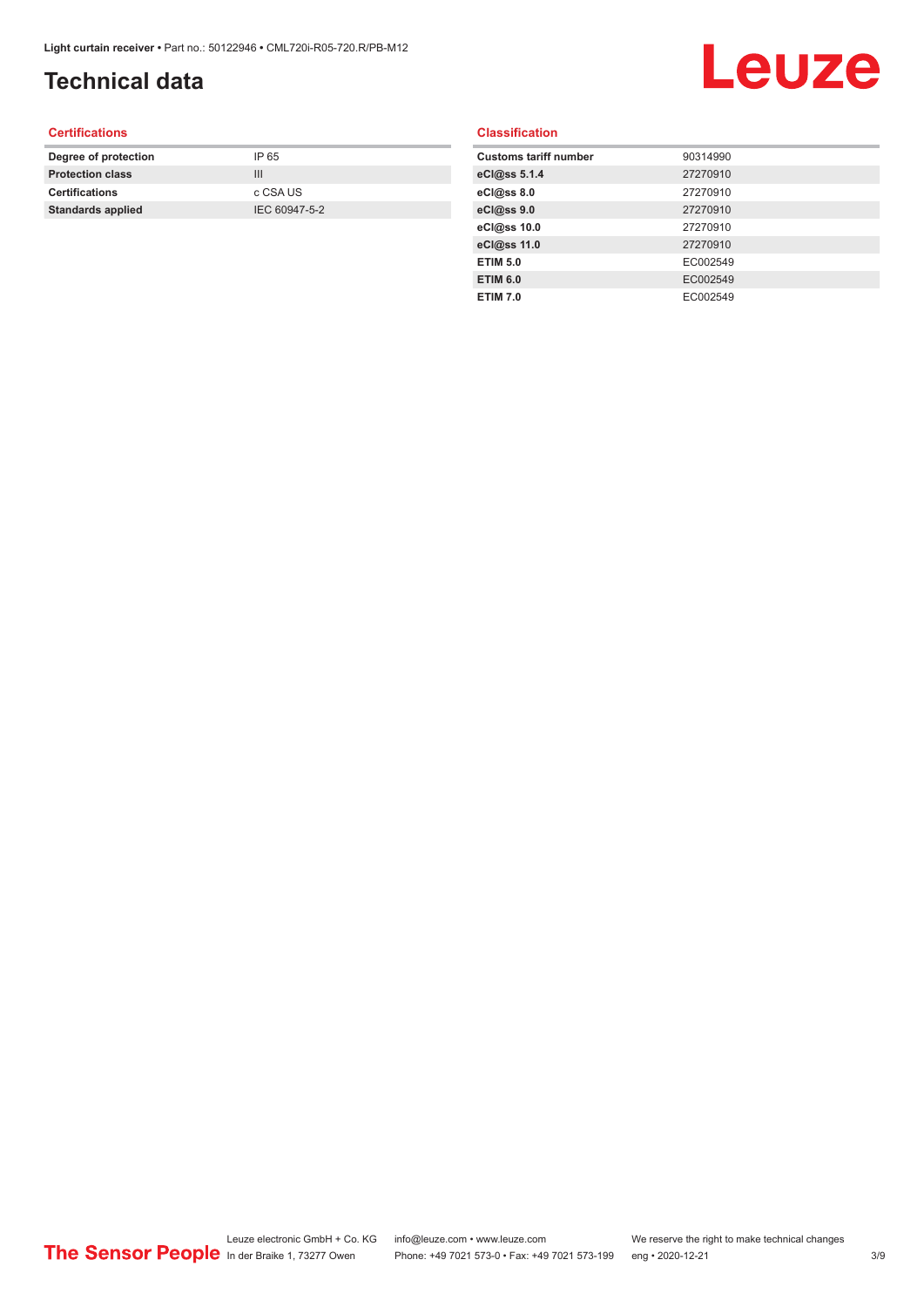# Technical data

## Certifications

| | |
|---|---|
| **Degree of protection** | IP 65 |
| **Protection class** | III |
| **Certifications** | c CSA US |
| **Standards applied** | IEC 60947-5-2 |

## Classification

| | |
|---|---|
| **Customs tariff number** | 90314990 |
| **eCl@ss 5.1.4** | 27270910 |
| **eCl@ss 8.0** | 27270910 |
| **eCl@ss 9.0** | 27270910 |
| **eCl@ss 10.0** | 27270910 |
| **eCl@ss 11.0** | 27270910 |
| **ETIM 5.0** | EC002549 |
| **ETIM 6.0** | EC002549 |
| **ETIM 7.0** | EC002549 |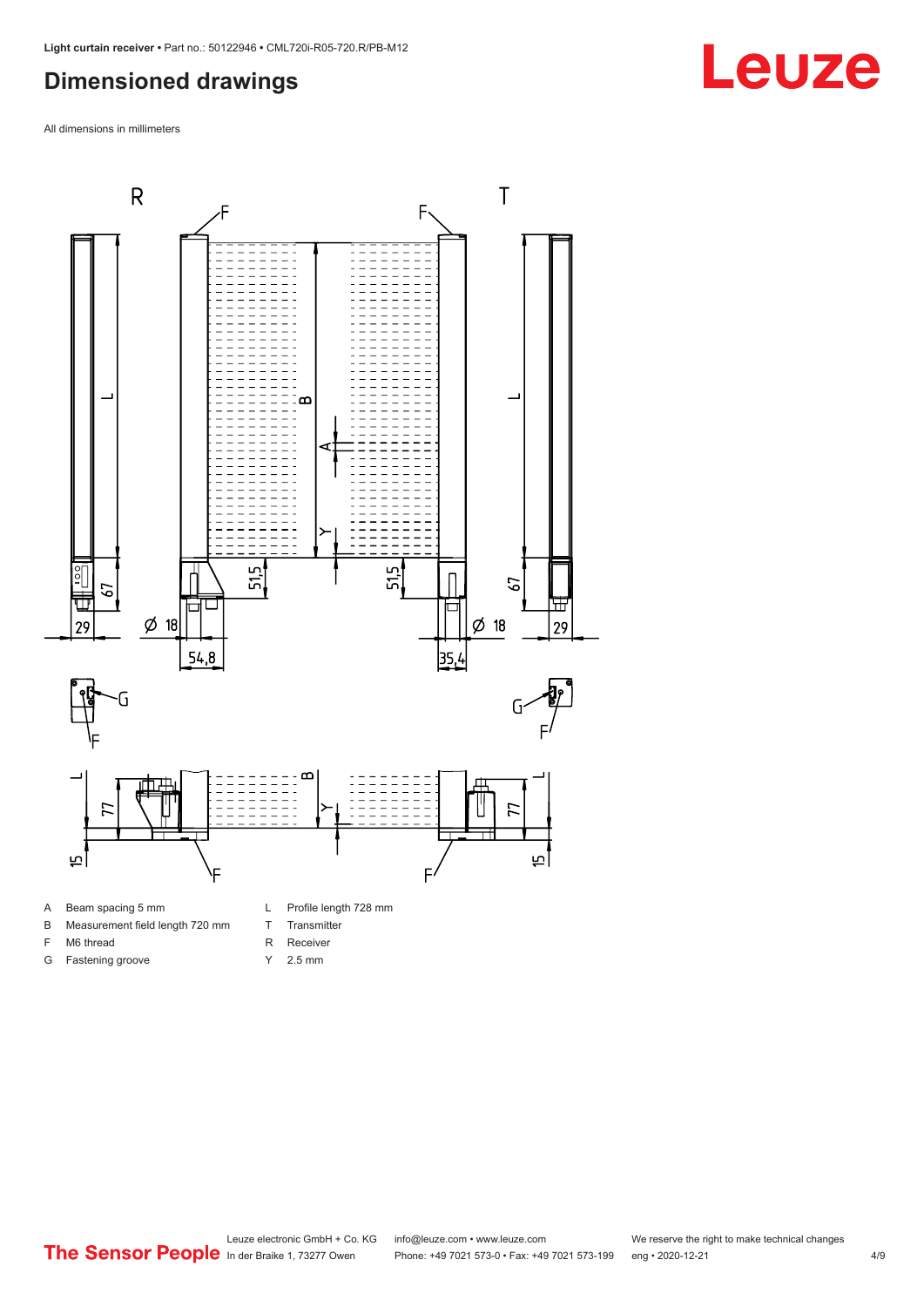## Dimensioned drawings

All dimensions in millimeters

| | | | |
|---|---|---|---|
| A | Beam spacing 5 mm | L | Profile length 728 mm |
| B | Measurement field length 720 mm | T | Transmitter |
| F | M6 thread | R | Receiver |
| G | Fastening groove | Y | 2.5 mm |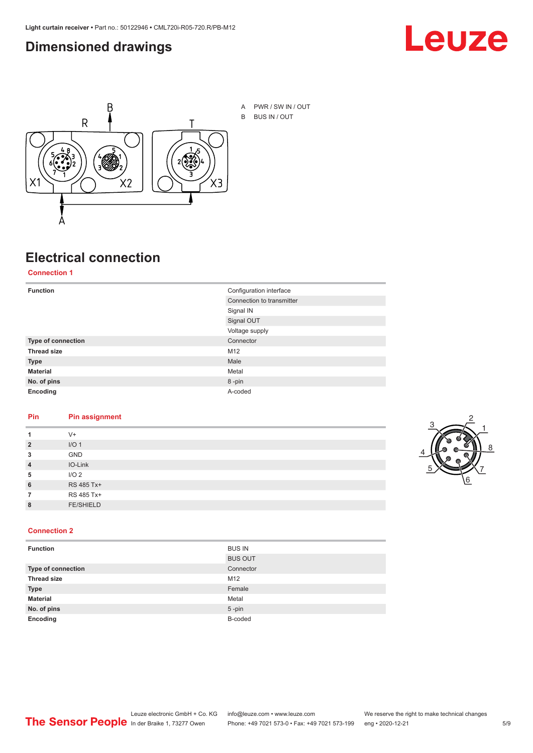# Dimensioned drawings

A PWR / SW IN / OUT

B BUS IN / OUT

# Electrical connection

## Connection 1

| | |
|---|---|
| **Function** | Configuration interface |
| | Connection to transmitter |
| | Signal IN |
| | Signal OUT |
| | Voltage supply |
| **Type of connection** | Connector |
| **Thread size** | M12 |
| **Type** | Male |
| **Material** | Metal |
| **No. of pins** | 8 -pin |
| **Encoding** | A-coded |

| Pin | Pin assignment |
|---|---|
| **1** | V+ |
| **2** | I/O 1 |
| **3** | GND |
| **4** | IO-Link |
| **5** | I/O 2 |
| **6** | RS 485 Tx+ |
| **7** | RS 485 Tx+ |
| **8** | FE/SHIELD |

## Connection 2

| | |
|---|---|
| **Function** | BUS IN |
| | BUS OUT |
| **Type of connection** | Connector |
| **Thread size** | M12 |
| **Type** | Female |
| **Material** | Metal |
| **No. of pins** | 5 -pin |
| **Encoding** | B-coded |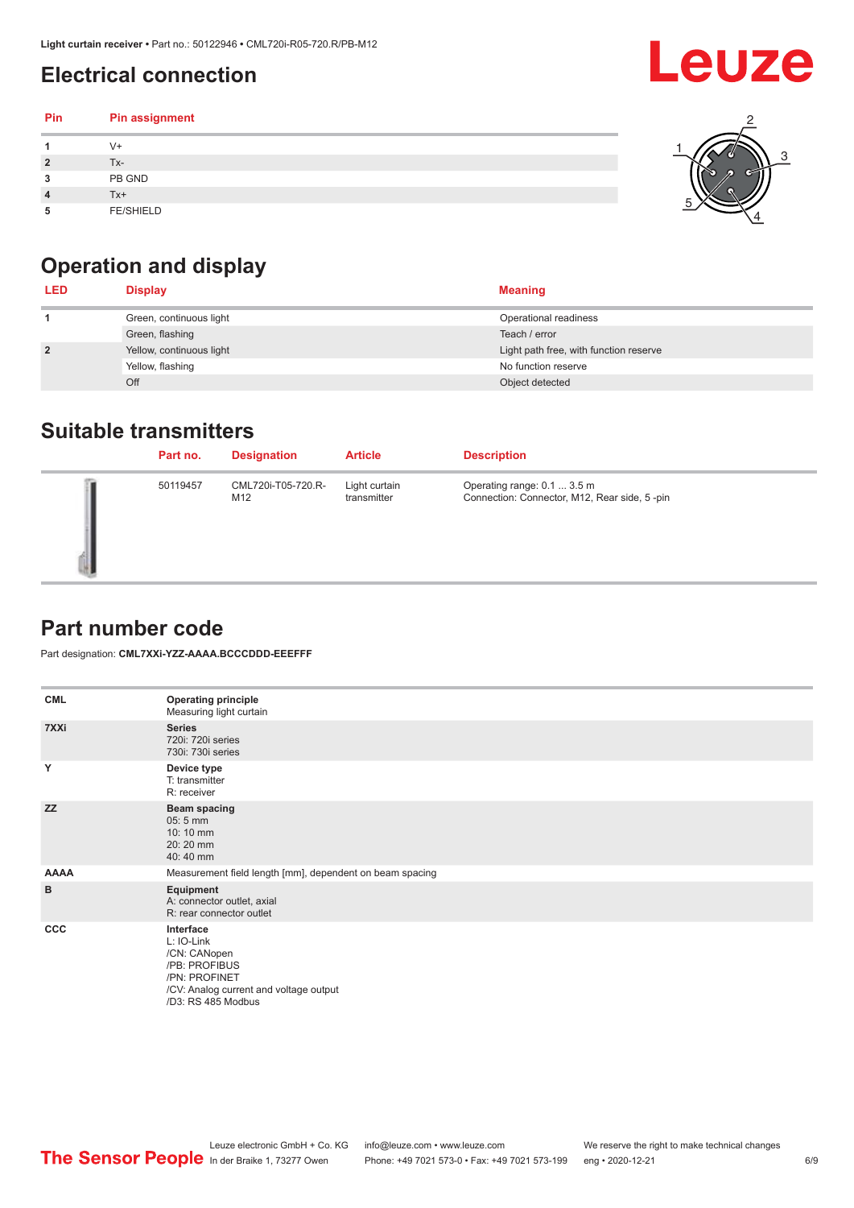## Electrical connection

| Pin | Pin assignment |
|---|---|
| 1 | V+ |
| 2 | Tx- |
| 3 | PB GND |
| 4 | Tx+ |
| 5 | FE/SHIELD |

## Operation and display

| LED | Display | Meaning |
|---|---|---|
| 1 | Green, continuous light | Operational readiness |
| | Green, flashing | Teach / error |
| 2 | Yellow, continuous light | Light path free, with function reserve |
| | Yellow, flashing | No function reserve |
| | Off | Object detected |

## Suitable transmitters

| | Part no. | Designation | Article | Description |
|---|---|---|---|---|
| | 50119457 | CML720i-T05-720.R-M12 | Light curtain transmitter | Operating range: 0.1 ... 3.5 m<br>Connection: Connector, M12, Rear side, 5 -pin |

## Part number code

Part designation: **CML7XXi-YZZ-AAAA.BCCCDDD-EEEFFF**

| | |
|---|---|
| **CML** | **Operating principle**<br>Measuring light curtain |
| **7XXi** | **Series**<br>720i: 720i series<br>730i: 730i series |
| **Y** | **Device type**<br>T: transmitter<br>R: receiver |
| **ZZ** | **Beam spacing**<br>05: 5 mm<br>10: 10 mm<br>20: 20 mm<br>40: 40 mm |
| **AAAA** | Measurement field length [mm], dependent on beam spacing |
| **B** | **Equipment**<br>A: connector outlet, axial<br>R: rear connector outlet |
| **CCC** | **Interface**<br>L: IO-Link<br>/CN: CANopen<br>/PB: PROFIBUS<br>/PN: PROFINET<br>/CV: Analog current and voltage output<br>/D3: RS 485 Modbus |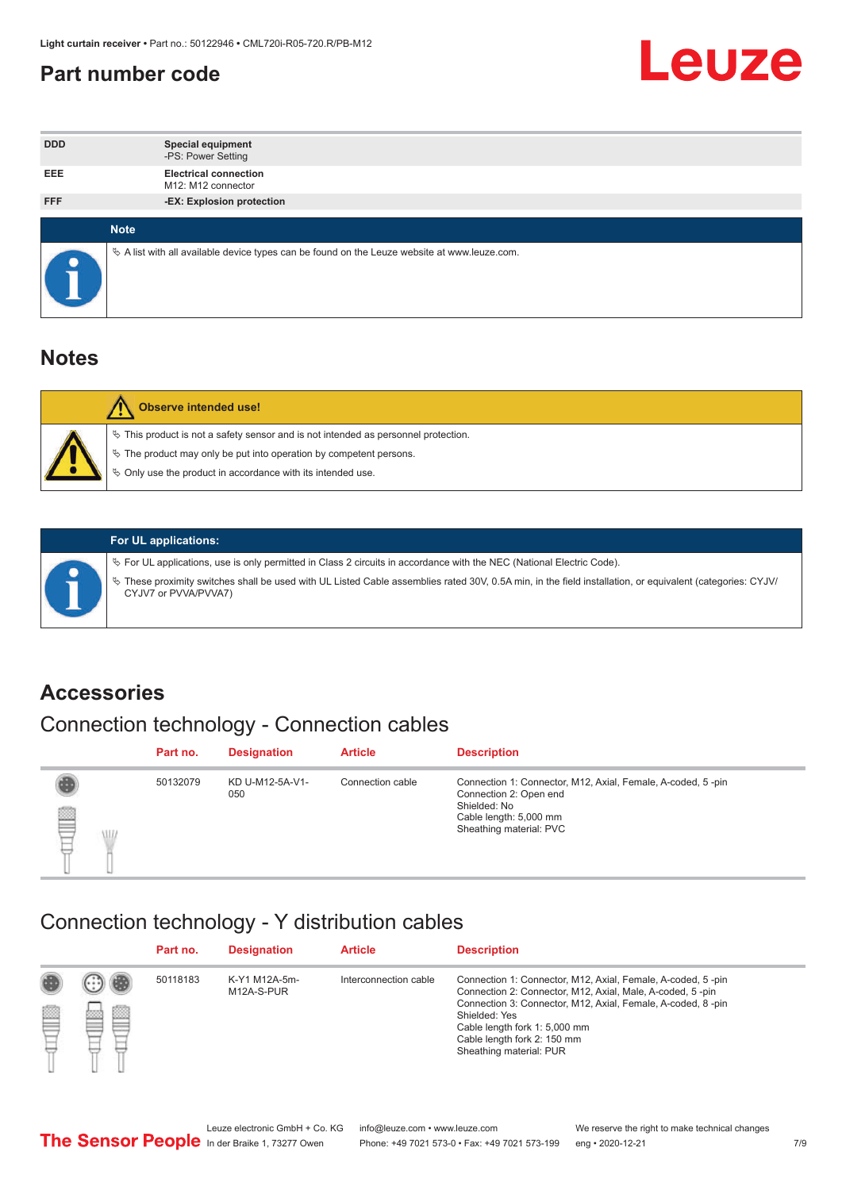## Part number code

| | |
|---|---|
| DDD | **Special equipment**<br>-PS: Power Setting |
| EEE | **Electrical connection**<br>M12: M12 connector |
| FFF | **-EX: Explosion protection** |

**Note**

- ↳ A list with all available device types can be found on the Leuze website at www.leuze.com.

## Notes

**Observe intended use!**

- ↳ This product is not a safety sensor and is not intended as personnel protection.
- ↳ The product may only be put into operation by competent persons.
- ↳ Only use the product in accordance with its intended use.

**For UL applications:**

- ↳ For UL applications, use is only permitted in Class 2 circuits in accordance with the NEC (National Electric Code).
- ↳ These proximity switches shall be used with UL Listed Cable assemblies rated 30V, 0.5A min, in the field installation, or equivalent (categories: CYJV/CYJV7 or PVVA/PVVA7)

## Accessories

### Connection technology - Connection cables

| Part no. | Designation | Article | Description |
|---|---|---|---|
| 50132079 | KD U-M12-5A-V1-050 | Connection cable | Connection 1: Connector, M12, Axial, Female, A-coded, 5 -pin<br>Connection 2: Open end<br>Shielded: No<br>Cable length: 5,000 mm<br>Sheathing material: PVC |

### Connection technology - Y distribution cables

| Part no. | Designation | Article | Description |
|---|---|---|---|
| 50118183 | K-Y1 M12A-5m-M12A-S-PUR | Interconnection cable | Connection 1: Connector, M12, Axial, Female, A-coded, 5 -pin<br>Connection 2: Connector, M12, Axial, Male, A-coded, 5 -pin<br>Connection 3: Connector, M12, Axial, Female, A-coded, 8 -pin<br>Shielded: Yes<br>Cable length fork 1: 5,000 mm<br>Cable length fork 2: 150 mm<br>Sheathing material: PUR |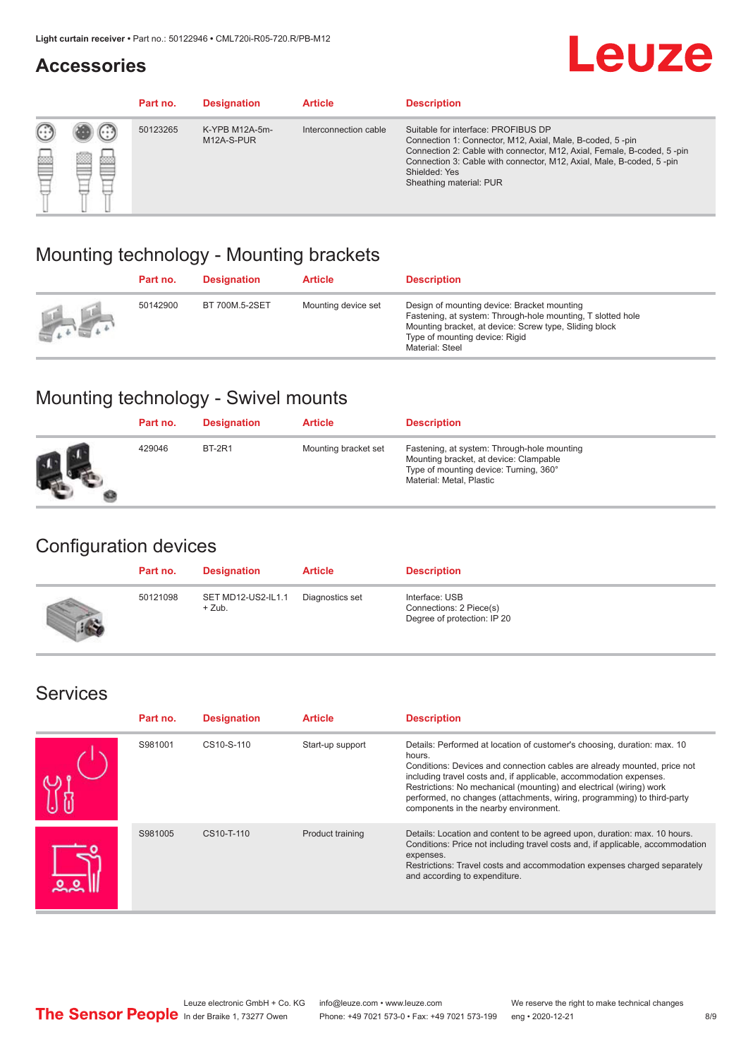## Accessories

| Part no. | Designation | Article | Description |
|---|---|---|---|
| 50123265 | K-YPB M12A-5m-M12A-S-PUR | Interconnection cable | Suitable for interface: PROFIBUS DP<br>Connection 1: Connector, M12, Axial, Male, B-coded, 5 -pin<br>Connection 2: Cable with connector, M12, Axial, Female, B-coded, 5 -pin<br>Connection 3: Cable with connector, M12, Axial, Male, B-coded, 5 -pin<br>Shielded: Yes<br>Sheathing material: PUR |

## Mounting technology - Mounting brackets

| Part no. | Designation | Article | Description |
|---|---|---|---|
| 50142900 | BT 700M.5-2SET | Mounting device set | Design of mounting device: Bracket mounting<br>Fastening, at system: Through-hole mounting, T slotted hole<br>Mounting bracket, at device: Screw type, Sliding block<br>Type of mounting device: Rigid<br>Material: Steel |

## Mounting technology - Swivel mounts

| Part no. | Designation | Article | Description |
|---|---|---|---|
| 429046 | BT-2R1 | Mounting bracket set | Fastening, at system: Through-hole mounting<br>Mounting bracket, at device: Clampable<br>Type of mounting device: Turning, 360°<br>Material: Metal, Plastic |

## Configuration devices

| Part no. | Designation | Article | Description |
|---|---|---|---|
| 50121098 | SET MD12-US2-IL1.1 + Zub. | Diagnostics set | Interface: USB<br>Connections: 2 Piece(s)<br>Degree of protection: IP 20 |

## Services

| Part no. | Designation | Article | Description |
|---|---|---|---|
| S981001 | CS10-S-110 | Start-up support | Details: Performed at location of customer's choosing, duration: max. 10 hours.<br>Conditions: Devices and connection cables are already mounted, price not including travel costs and, if applicable, accommodation expenses.<br>Restrictions: No mechanical (mounting) and electrical (wiring) work performed, no changes (attachments, wiring, programming) to third-party components in the nearby environment. |
| S981005 | CS10-T-110 | Product training | Details: Location and content to be agreed upon, duration: max. 10 hours.<br>Conditions: Price not including travel costs and, if applicable, accommodation expenses.<br>Restrictions: Travel costs and accommodation expenses charged separately and according to expenditure. |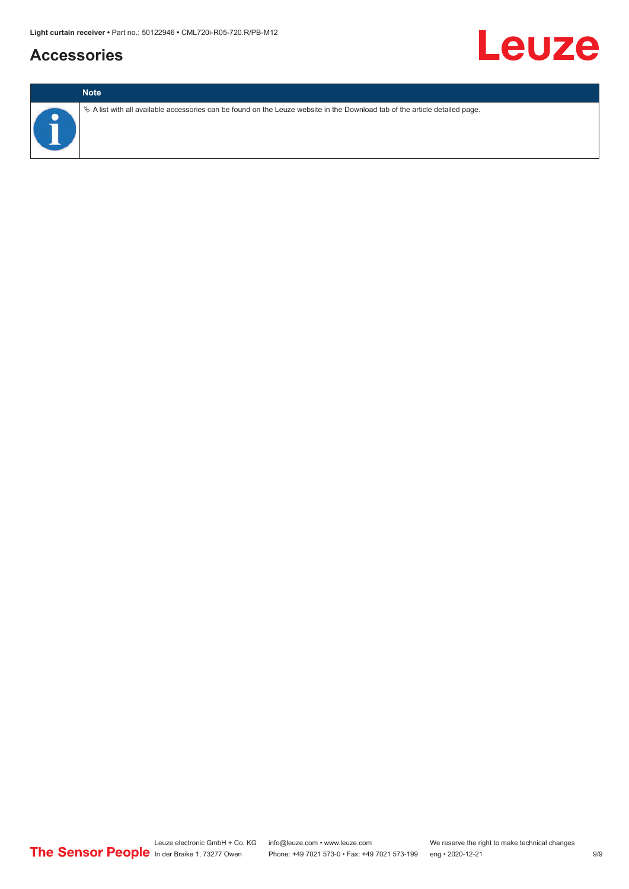## Accessories

| | Note |
|---|---|
| | ✎ A list with all available accessories can be found on the Leuze website in the Download tab of the article detailed page. |